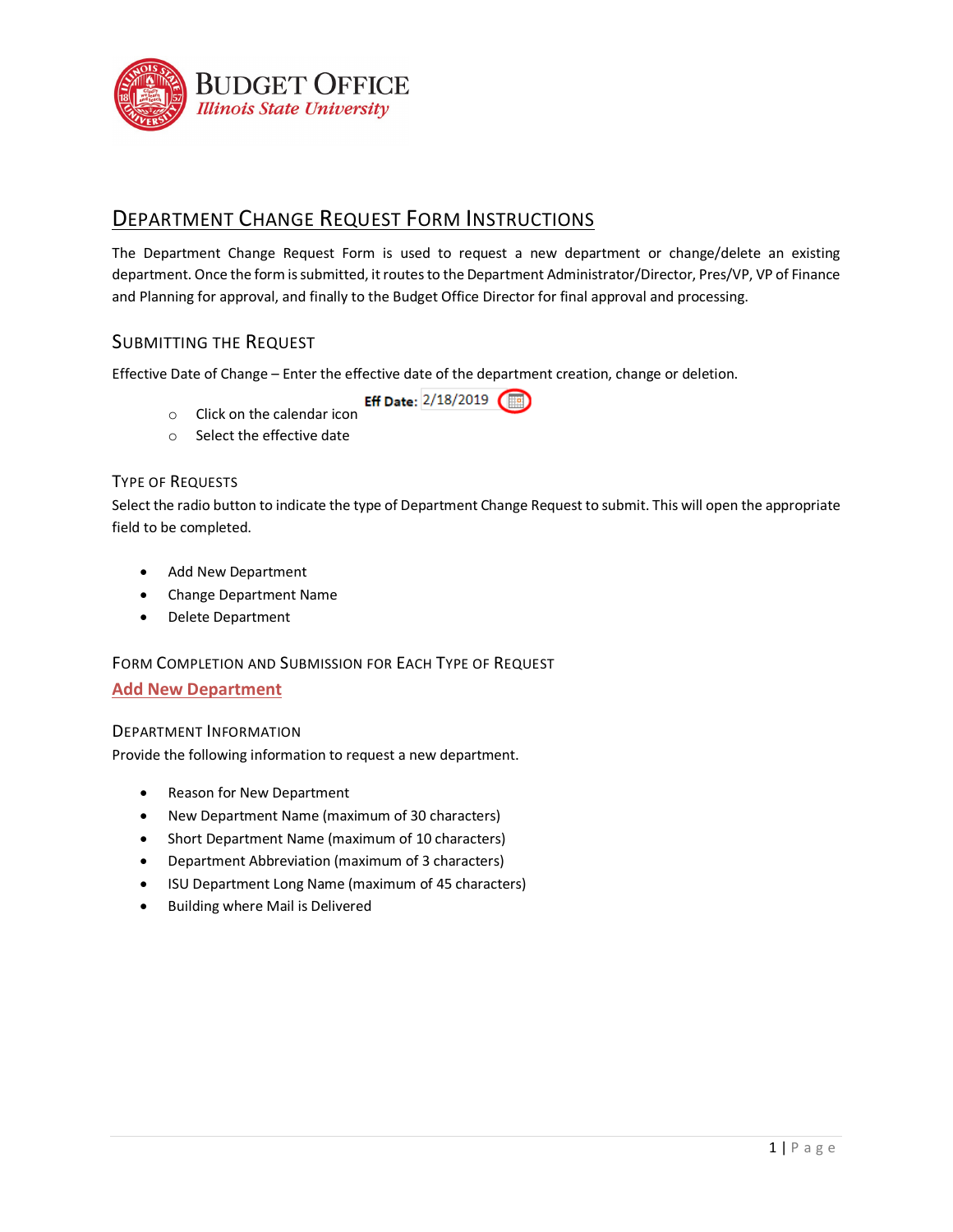# Budget Office
*Illinois State University*

## Department Change Request Form Instructions

The Department Change Request Form is used to request a new department or change/delete an existing department. Once the form is submitted, it routes to the Department Administrator/Director, Pres/VP, VP of Finance and Planning for approval, and finally to the Budget Office Director for final approval and processing.

### Submitting the Request

Effective Date of Change – Enter the effective date of the department creation, change or deletion.

- Click on the calendar icon
- Select the effective date

**Eff Date:** 2/18/2019

#### Type of Requests

Select the radio button to indicate the type of Department Change Request to submit. This will open the appropriate field to be completed.

- Add New Department
- Change Department Name
- Delete Department

#### Form Completion and Submission for Each Type of Request

**Add New Department**

#### Department Information

Provide the following information to request a new department.

- Reason for New Department
- New Department Name (maximum of 30 characters)
- Short Department Name (maximum of 10 characters)
- Department Abbreviation (maximum of 3 characters)
- ISU Department Long Name (maximum of 45 characters)
- Building where Mail is Delivered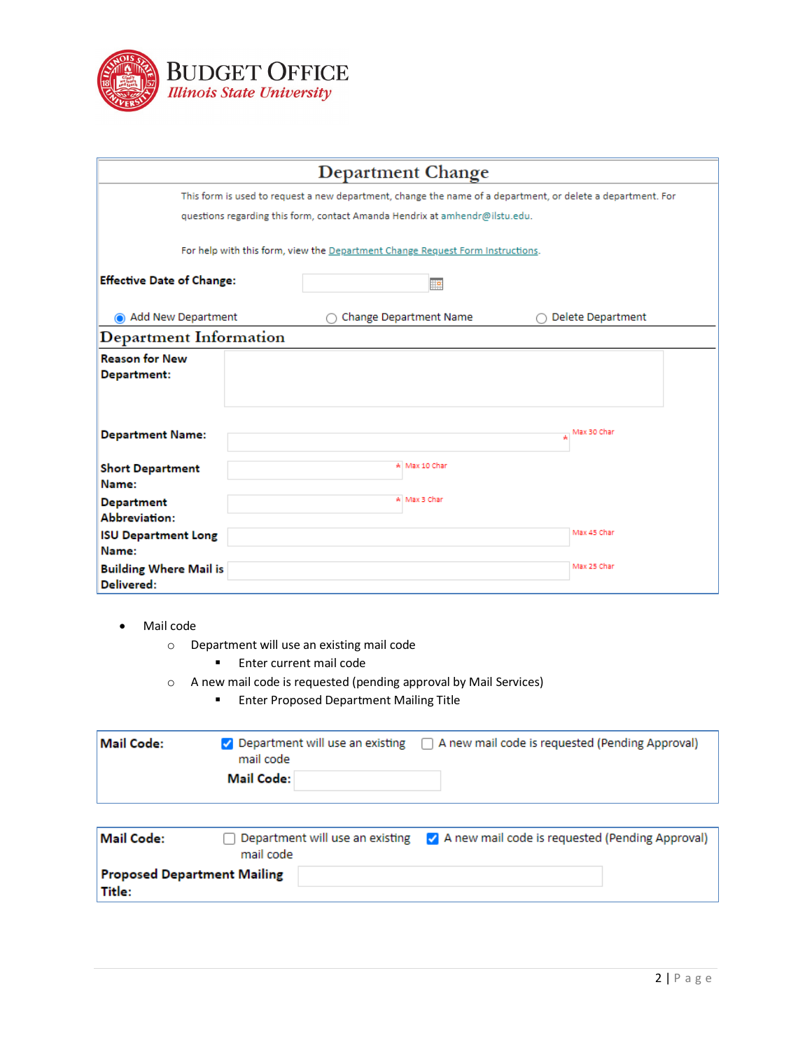**BUDGET OFFICE**
*Illinois State University*

## Department Change

This form is used to request a new department, change the name of a department, or delete a department. For questions regarding this form, contact Amanda Hendrix at amhendr@ilstu.edu.

For help with this form, view the Department Change Request Form Instructions.

**Effective Date of Change:**

◉ Add New Department ○ Change Department Name ○ Delete Department

### Department Information

| Field | Input | Limit |
|---|---|---|
| **Reason for New Department:** | | |
| **Department Name:** | * | Max 30 Char |
| **Short Department Name:** | * | Max 10 Char |
| **Department Abbreviation:** | * | Max 3 Char |
| **ISU Department Long Name:** | | Max 45 Char |
| **Building Where Mail is Delivered:** | | Max 25 Char |

- Mail code
  - Department will use an existing mail code
    - Enter current mail code
  - A new mail code is requested (pending approval by Mail Services)
    - Enter Proposed Department Mailing Title

**Mail Code:** ☑ Department will use an existing mail code ☐ A new mail code is requested (Pending Approval)

**Mail Code:**

**Mail Code:** ☐ Department will use an existing mail code ☑ A new mail code is requested (Pending Approval)

**Proposed Department Mailing Title:**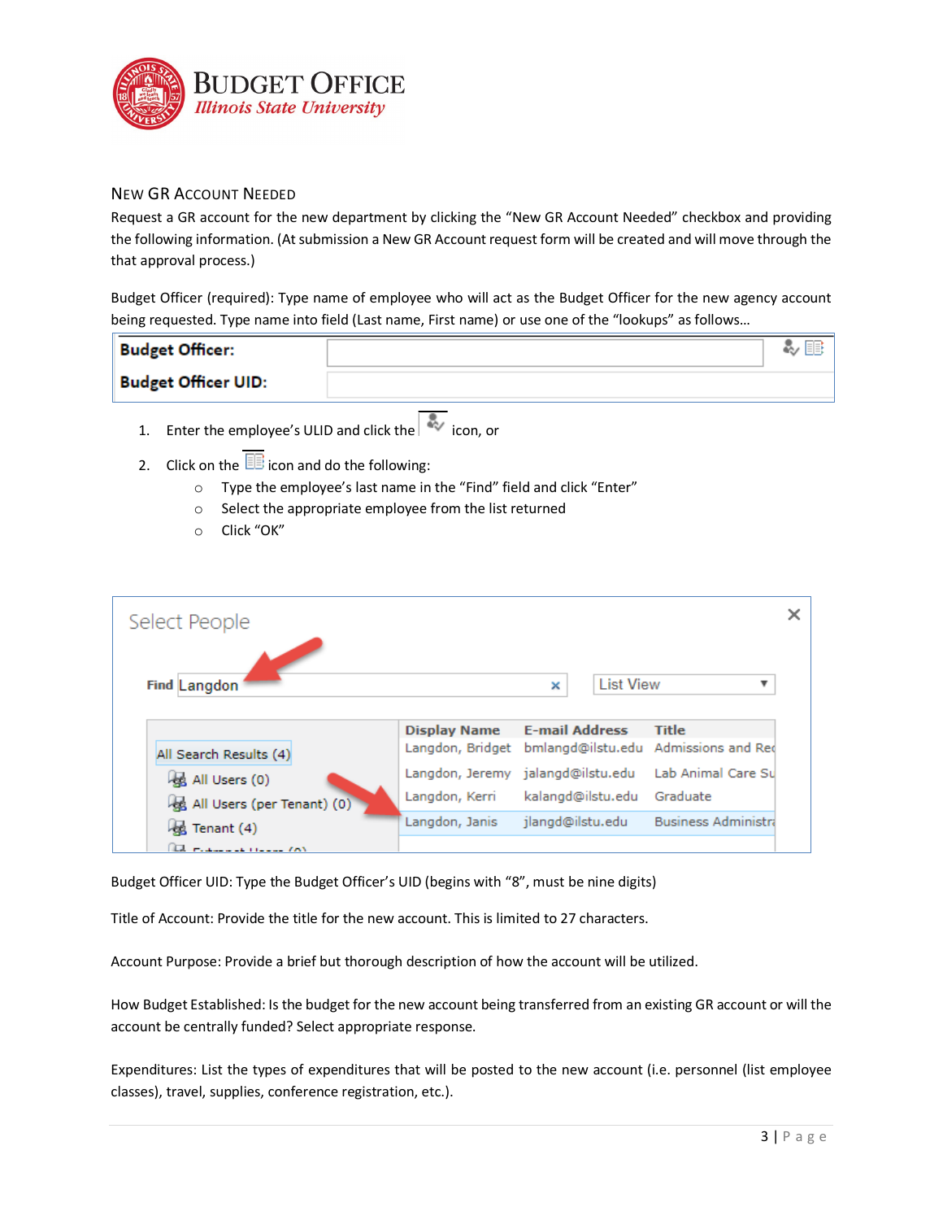## New GR Account Needed

Request a GR account for the new department by clicking the "New GR Account Needed" checkbox and providing the following information. (At submission a New GR Account request form will be created and will move through the that approval process.)

Budget Officer (required): Type name of employee who will act as the Budget Officer for the new agency account being requested. Type name into field (Last name, First name) or use one of the "lookups" as follows…

| Budget Officer: | |
|---|---|
| Budget Officer UID: | |

1. Enter the employee's ULID and click the icon, or
2. Click on the icon and do the following:
   - Type the employee's last name in the "Find" field and click "Enter"
   - Select the appropriate employee from the list returned
   - Click "OK"

Select People

Find Langdon

List View

All Search Results (4)
- All Users (0)
- All Users (per Tenant) (0)
- Tenant (4)

| Display Name | E-mail Address | Title |
|---|---|---|
| Langdon, Bridget | bmlangd@ilstu.edu | Admissions and Re |
| Langdon, Jeremy | jalangd@ilstu.edu | Lab Animal Care Su |
| Langdon, Kerri | kalangd@ilstu.edu | Graduate |
| Langdon, Janis | jlangd@ilstu.edu | Business Administra |

Budget Officer UID: Type the Budget Officer's UID (begins with "8", must be nine digits)

Title of Account: Provide the title for the new account. This is limited to 27 characters.

Account Purpose: Provide a brief but thorough description of how the account will be utilized.

How Budget Established: Is the budget for the new account being transferred from an existing GR account or will the account be centrally funded? Select appropriate response.

Expenditures: List the types of expenditures that will be posted to the new account (i.e. personnel (list employee classes), travel, supplies, conference registration, etc.).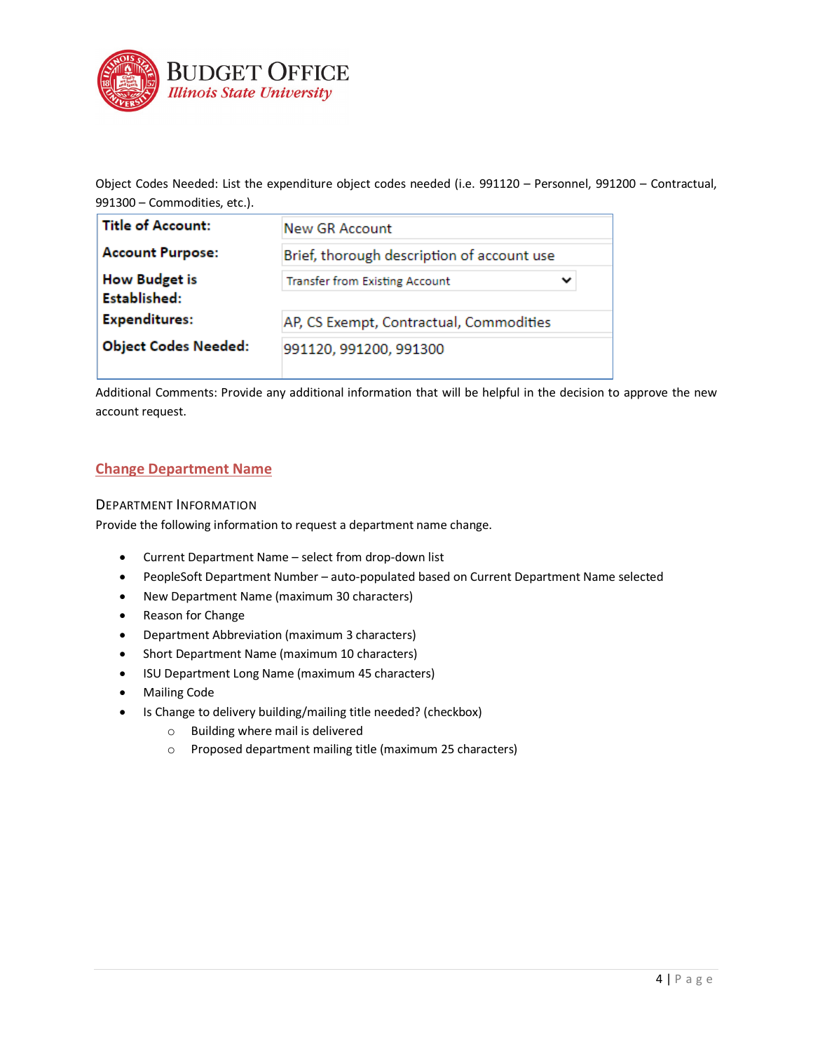Object Codes Needed: List the expenditure object codes needed (i.e. 991120 – Personnel, 991200 – Contractual, 991300 – Commodities, etc.).

| | |
|---|---|
| **Title of Account:** | New GR Account |
| **Account Purpose:** | Brief, thorough description of account use |
| **How Budget is Established:** | Transfer from Existing Account |
| **Expenditures:** | AP, CS Exempt, Contractual, Commodities |
| **Object Codes Needed:** | 991120, 991200, 991300 |

Additional Comments: Provide any additional information that will be helpful in the decision to approve the new account request.

## Change Department Name

### Department Information

Provide the following information to request a department name change.

- Current Department Name – select from drop-down list
- PeopleSoft Department Number – auto-populated based on Current Department Name selected
- New Department Name (maximum 30 characters)
- Reason for Change
- Department Abbreviation (maximum 3 characters)
- Short Department Name (maximum 10 characters)
- ISU Department Long Name (maximum 45 characters)
- Mailing Code
- Is Change to delivery building/mailing title needed? (checkbox)
  - Building where mail is delivered
  - Proposed department mailing title (maximum 25 characters)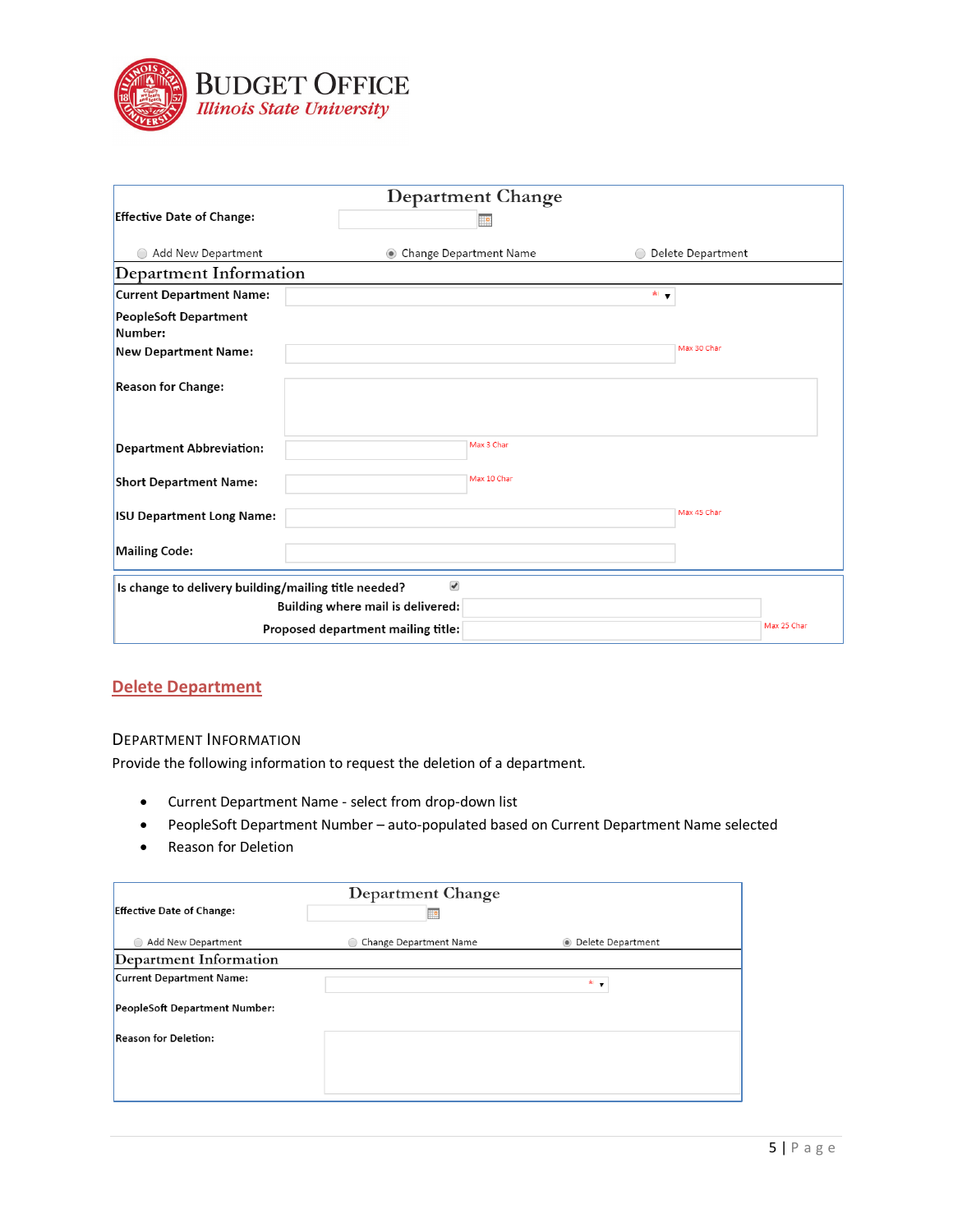**Budget Office**
*Illinois State University*

| Department Change | |
|---|---|
| Effective Date of Change: | |
| ○ Add New Department ◉ Change Department Name ○ Delete Department | |
| **Department Information** | |
| Current Department Name: | * ▾ |
| PeopleSoft Department Number: | |
| New Department Name: | Max 30 Char |
| Reason for Change: | |
| Department Abbreviation: | Max 3 Char |
| Short Department Name: | Max 10 Char |
| ISU Department Long Name: | Max 45 Char |
| Mailing Code: | |

| Is change to delivery building/mailing title needed? | ☑ |
|---|---|
| Building where mail is delivered: | |
| Proposed department mailing title: | Max 25 Char |

## Delete Department

### Department Information

Provide the following information to request the deletion of a department.

- Current Department Name - select from drop-down list
- PeopleSoft Department Number – auto-populated based on Current Department Name selected
- Reason for Deletion

| Department Change | |
|---|---|
| Effective Date of Change: | |
| ○ Add New Department ○ Change Department Name ◉ Delete Department | |
| **Department Information** | |
| Current Department Name: | * ▾ |
| PeopleSoft Department Number: | |
| Reason for Deletion: | |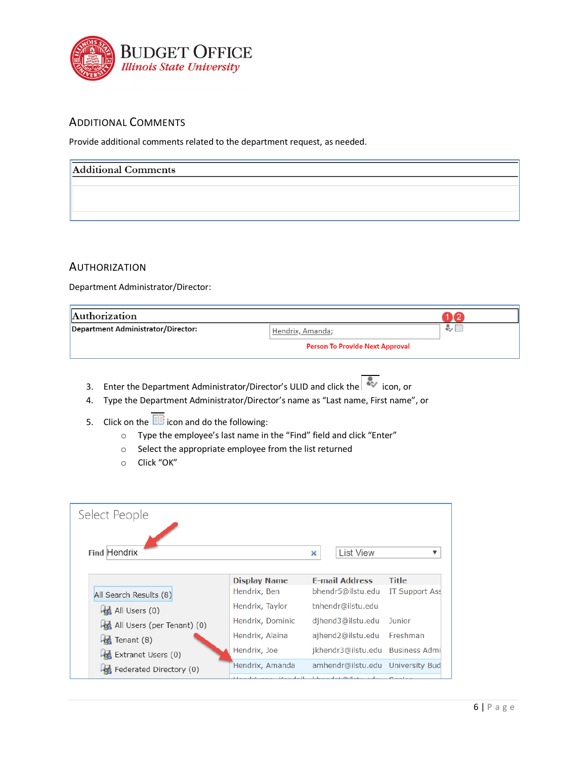## Additional Comments

Provide additional comments related to the department request, as needed.

**Additional Comments**

## Authorization

Department Administrator/Director:

**Authorization**

**Department Administrator/Director:** Hendrix, Amanda;

Person To Provide Next Approval

3. Enter the Department Administrator/Director's ULID and click the icon, or
4. Type the Department Administrator/Director's name as "Last name, First name", or
5. Click on the icon and do the following:
   - Type the employee's last name in the "Find" field and click "Enter"
   - Select the appropriate employee from the list returned
   - Click "OK"

Select People

Find Hendrix | List View

- All Search Results (8)
  - All Users (0)
  - All Users (per Tenant) (0)
  - Tenant (8)
  - Extranet Users (0)
  - Federated Directory (0)

| Display Name | E-mail Address | Title |
| --- | --- | --- |
| Hendrix, Ben | bhendr5@ilstu.edu | IT Support Ass |
| Hendrix, Taylor | tnhendr@ilstu.edu | |
| Hendrix, Dominic | djhend3@ilstu.edu | Junior |
| Hendrix, Alaina | ajhend2@ilstu.edu | Freshman |
| Hendrix, Joe | jkhendr3@ilstu.edu | Business Admi |
| Hendrix, Amanda | amhendr@ilstu.edu | University Bud |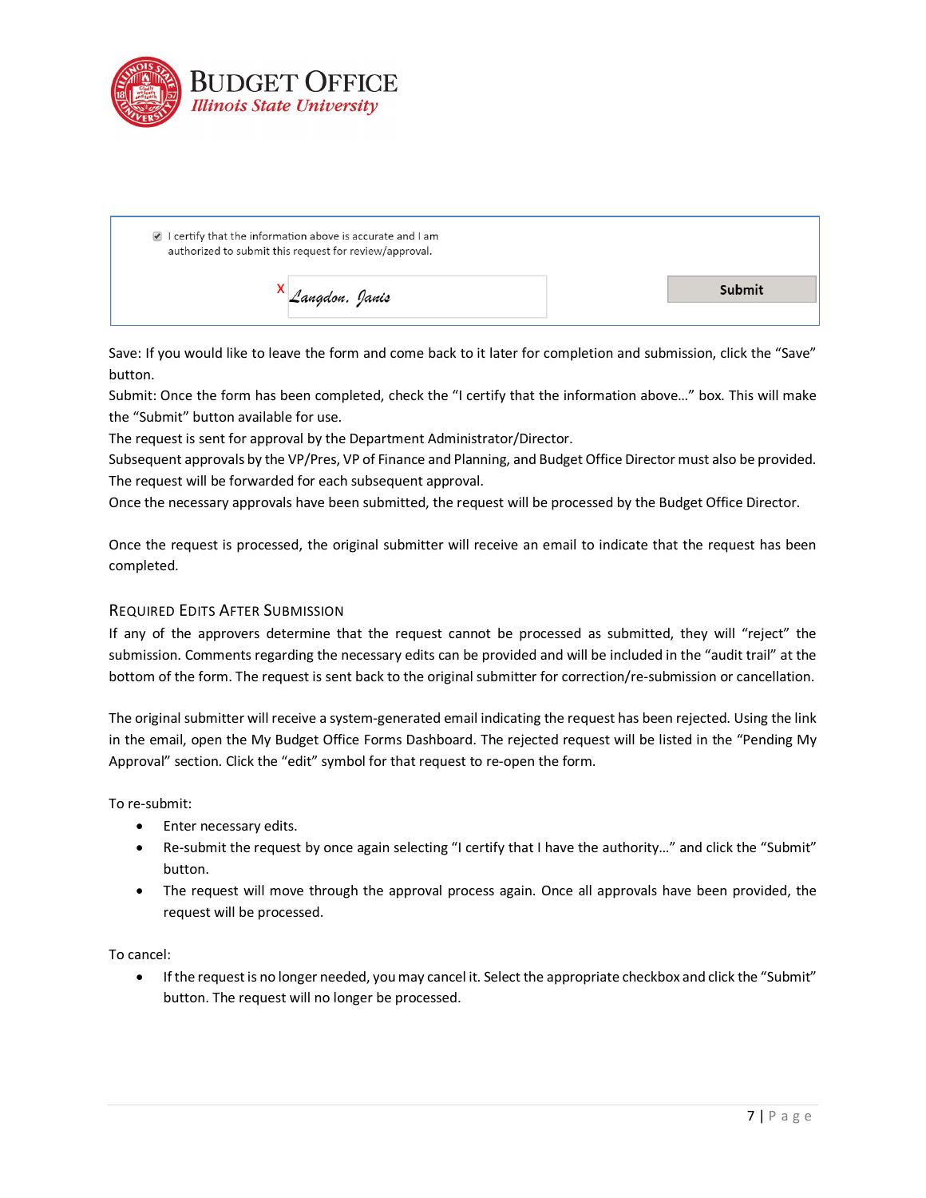☑ I certify that the information above is accurate and I am authorized to submit this request for review/approval.

X *Langdon, Janis* **Submit**

Save: If you would like to leave the form and come back to it later for completion and submission, click the "Save" button.

Submit: Once the form has been completed, check the "I certify that the information above…" box. This will make the "Submit" button available for use.

The request is sent for approval by the Department Administrator/Director.

Subsequent approvals by the VP/Pres, VP of Finance and Planning, and Budget Office Director must also be provided. The request will be forwarded for each subsequent approval.

Once the necessary approvals have been submitted, the request will be processed by the Budget Office Director.

Once the request is processed, the original submitter will receive an email to indicate that the request has been completed.

## Required Edits After Submission

If any of the approvers determine that the request cannot be processed as submitted, they will "reject" the submission. Comments regarding the necessary edits can be provided and will be included in the "audit trail" at the bottom of the form. The request is sent back to the original submitter for correction/re-submission or cancellation.

The original submitter will receive a system-generated email indicating the request has been rejected. Using the link in the email, open the My Budget Office Forms Dashboard. The rejected request will be listed in the "Pending My Approval" section. Click the "edit" symbol for that request to re-open the form.

To re-submit:

- Enter necessary edits.
- Re-submit the request by once again selecting "I certify that I have the authority…" and click the "Submit" button.
- The request will move through the approval process again. Once all approvals have been provided, the request will be processed.

To cancel:

- If the request is no longer needed, you may cancel it. Select the appropriate checkbox and click the "Submit" button. The request will no longer be processed.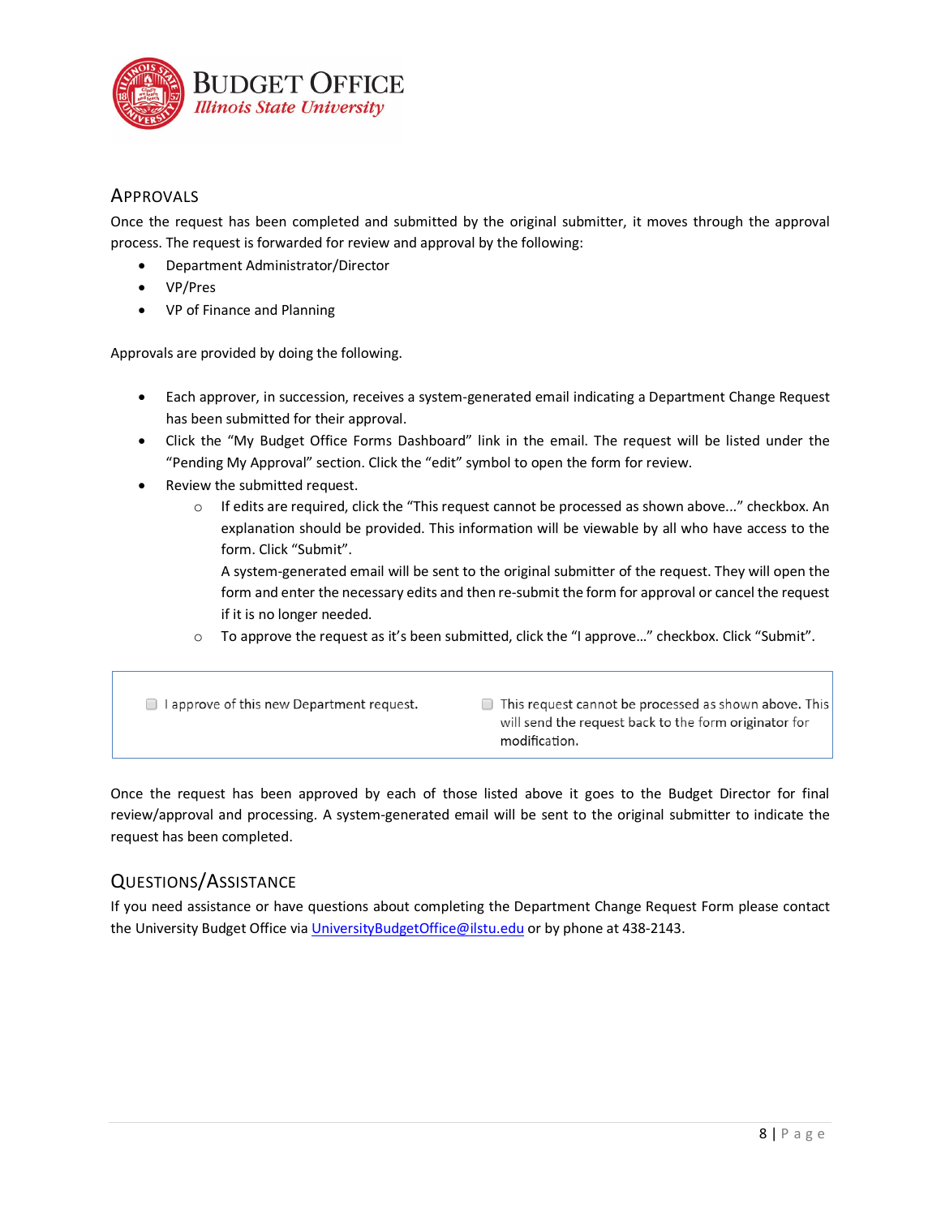BUDGET OFFICE
*Illinois State University*

## APPROVALS

Once the request has been completed and submitted by the original submitter, it moves through the approval process. The request is forwarded for review and approval by the following:

- Department Administrator/Director
- VP/Pres
- VP of Finance and Planning

Approvals are provided by doing the following.

- Each approver, in succession, receives a system-generated email indicating a Department Change Request has been submitted for their approval.
- Click the "My Budget Office Forms Dashboard" link in the email. The request will be listed under the "Pending My Approval" section. Click the "edit" symbol to open the form for review.
- Review the submitted request.
  - If edits are required, click the "This request cannot be processed as shown above..." checkbox. An explanation should be provided. This information will be viewable by all who have access to the form. Click "Submit".
    A system-generated email will be sent to the original submitter of the request. They will open the form and enter the necessary edits and then re-submit the form for approval or cancel the request if it is no longer needed.
  - To approve the request as it's been submitted, click the "I approve..." checkbox. Click "Submit".

| | |
|---|---|
| ☐ I approve of this new Department request. | ☐ This request cannot be processed as shown above. This will send the request back to the form originator for modification. |

Once the request has been approved by each of those listed above it goes to the Budget Director for final review/approval and processing. A system-generated email will be sent to the original submitter to indicate the request has been completed.

## QUESTIONS/ASSISTANCE

If you need assistance or have questions about completing the Department Change Request Form please contact the University Budget Office via UniversityBudgetOffice@ilstu.edu or by phone at 438-2143.